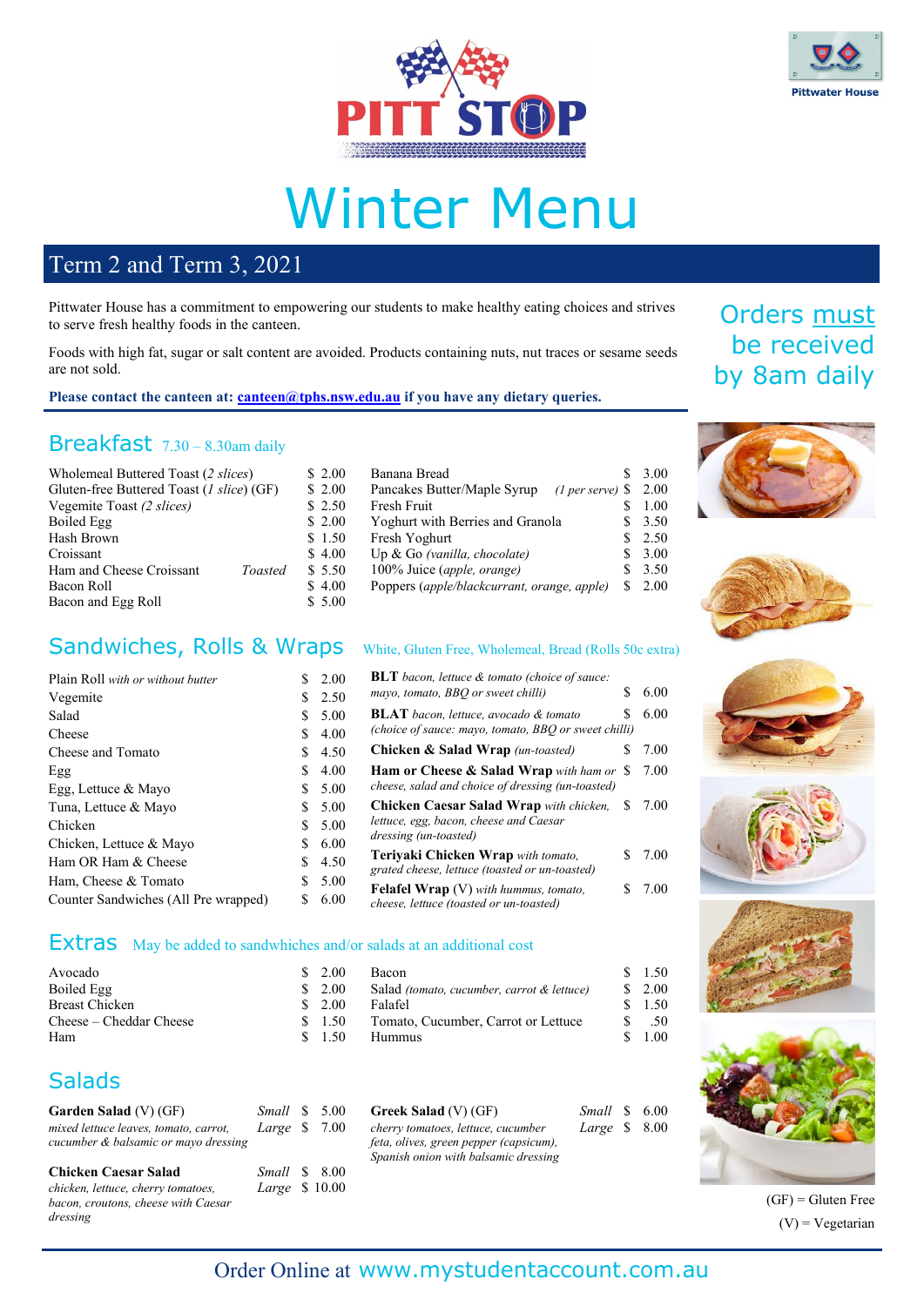PITT STOP

Pittwater House

# Winter Menu

## Term 2 and Term 3, 2021

Pittwater House has a commitment to empowering our students to make healthy eating choices and strives to serve fresh healthy foods in the canteen.

Foods with high fat, sugar or salt content are avoided. Products containing nuts, nut traces or sesame seeds are not sold.

**Please contact the canteen at: canteen@tphs.nsw.edu.au if you have any dietary queries.**

Orders must be received by 8am daily

## Breakfast 7.30 – 8.30am daily

| Item | Price |
|---|---|
| Wholemeal Buttered Toast (*2 slices*) | $ 2.00 |
| Gluten-free Buttered Toast (*1 slice*) (GF) | $ 2.00 |
| Vegemite Toast (*2 slices*) | $ 2.50 |
| Boiled Egg | $ 2.00 |
| Hash Brown | $ 1.50 |
| Croissant | $ 4.00 |
| Ham and Cheese Croissant *Toasted* | $ 5.50 |
| Bacon Roll | $ 4.00 |
| Bacon and Egg Roll | $ 5.00 |
| Banana Bread | $ 3.00 |
| Pancakes Butter/Maple Syrup (*1 per serve*) | $ 2.00 |
| Fresh Fruit | $ 1.00 |
| Yoghurt with Berries and Granola | $ 3.50 |
| Fresh Yoghurt | $ 2.50 |
| Up & Go (*vanilla, chocolate*) | $ 3.00 |
| 100% Juice (*apple, orange*) | $ 3.50 |
| Poppers (*apple/blackcurrant, orange, apple*) | $ 2.00 |

## Sandwiches, Rolls & Wraps

White, Gluten Free, Wholemeal, Bread (Rolls 50c extra)

| Item | Price |
|---|---|
| Plain Roll *with or without butter* | $ 2.00 |
| Vegemite | $ 2.50 |
| Salad | $ 5.00 |
| Cheese | $ 4.00 |
| Cheese and Tomato | $ 4.50 |
| Egg | $ 4.00 |
| Egg, Lettuce & Mayo | $ 5.00 |
| Tuna, Lettuce & Mayo | $ 5.00 |
| Chicken | $ 5.00 |
| Chicken, Lettuce & Mayo | $ 6.00 |
| Ham OR Ham & Cheese | $ 4.50 |
| Ham, Cheese & Tomato | $ 5.00 |
| Counter Sandwiches (All Pre wrapped) | $ 6.00 |
| **BLT** *bacon, lettuce & tomato (choice of sauce: mayo, tomato, BBQ or sweet chilli)* | $ 6.00 |
| **BLAT** *bacon, lettuce, avocado & tomato (choice of sauce: mayo, tomato, BBQ or sweet chilli)* | $ 6.00 |
| **Chicken & Salad Wrap** *(un-toasted)* | $ 7.00 |
| **Ham or Cheese & Salad Wrap** *with ham or cheese, salad and choice of dressing (un-toasted)* | $ 7.00 |
| **Chicken Caesar Salad Wrap** *with chicken, lettuce, egg, bacon, cheese and Caesar dressing (un-toasted)* | $ 7.00 |
| **Teriyaki Chicken Wrap** *with tomato, grated cheese, lettuce (toasted or un-toasted)* | $ 7.00 |
| **Felafel Wrap** (V) *with hummus, tomato, cheese, lettuce (toasted or un-toasted)* | $ 7.00 |

## Extras

May be added to sandwhiches and/or salads at an additional cost

| Item | Price |
|---|---|
| Avocado | $ 2.00 |
| Boiled Egg | $ 2.00 |
| Breast Chicken | $ 2.00 |
| Cheese – Cheddar Cheese | $ 1.50 |
| Ham | $ 1.50 |
| Bacon | $ 1.50 |
| Salad (*tomato, cucumber, carrot & lettuce*) | $ 2.00 |
| Falafel | $ 1.50 |
| Tomato, Cucumber, Carrot or Lettuce | $ .50 |
| Hummus | $ 1.00 |

## Salads

| Item | Small | Large |
|---|---|---|
| **Garden Salad** (V) (GF) *mixed lettuce leaves, tomato, carrot, cucumber & balsamic or mayo dressing* | $ 5.00 | $ 7.00 |
| **Chicken Caesar Salad** *chicken, lettuce, cherry tomatoes, bacon, croutons, cheese with Caesar dressing* | $ 8.00 | $ 10.00 |
| **Greek Salad** (V) (GF) *cherry tomatoes, lettuce, cucumber feta, olives, green pepper (capsicum), Spanish onion with balsamic dressing* | $ 6.00 | $ 8.00 |

(GF) = Gluten Free

(V) = Vegetarian

Order Online at www.mystudentaccount.com.au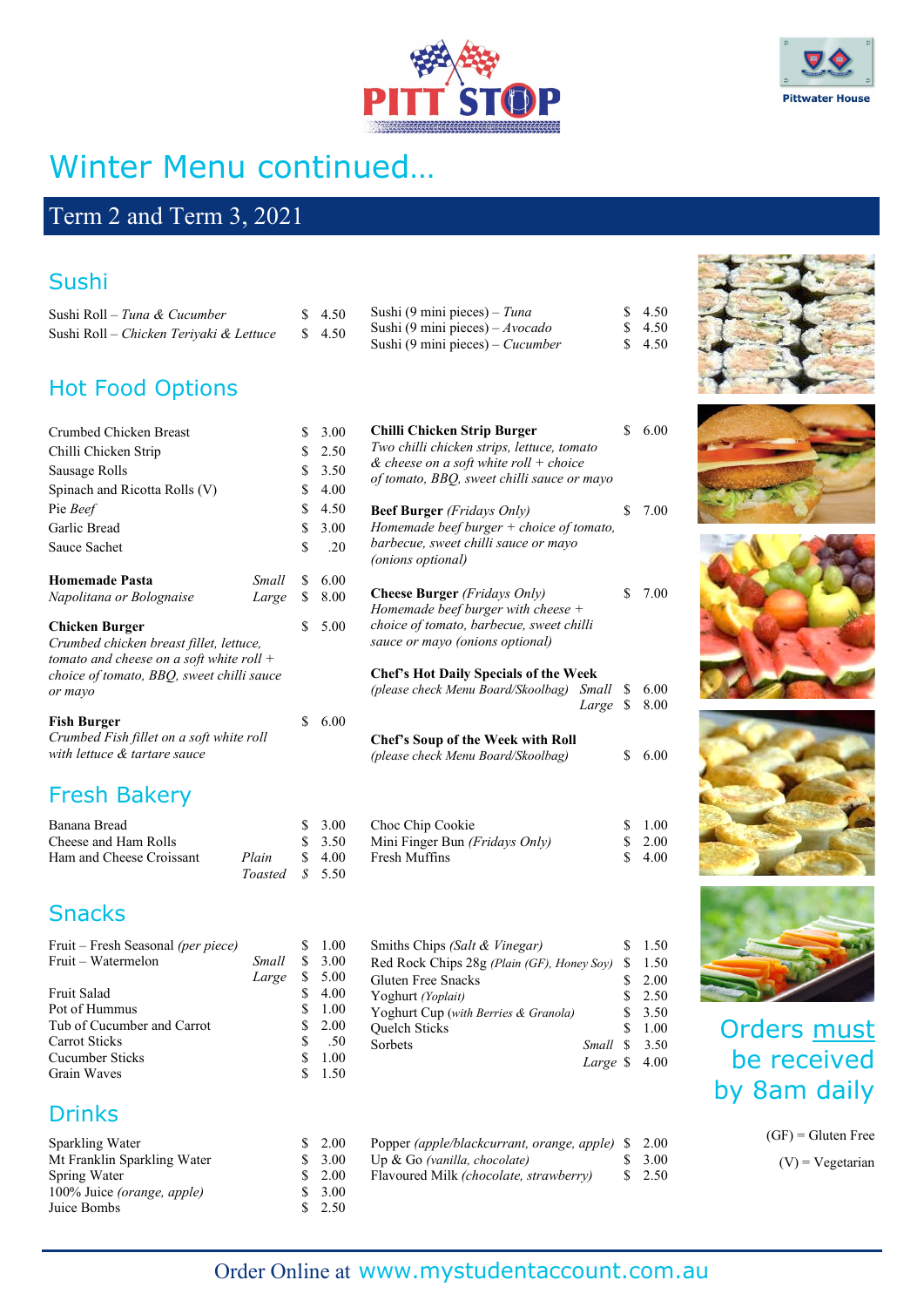PITT STOP

Pittwater House

# Winter Menu continued…

## Term 2 and Term 3, 2021

## Sushi

Sushi Roll – *Tuna & Cucumber* $ 4.50
Sushi Roll – *Chicken Teriyaki & Lettuce* $ 4.50

Sushi (9 mini pieces) – *Tuna* $ 4.50
Sushi (9 mini pieces) – *Avocado* $ 4.50
Sushi (9 mini pieces) – *Cucumber* $ 4.50

## Hot Food Options

Crumbed Chicken Breast $ 3.00
Chilli Chicken Strip $ 2.50
Sausage Rolls $ 3.50
Spinach and Ricotta Rolls (V) $ 4.00
Pie *Beef* $ 4.50
Garlic Bread $ 3.00
Sauce Sachet $ .20

**Homemade Pasta** *Small* $ 6.00
*Napolitana or Bolognaise* *Large* $ 8.00

**Chicken Burger** $ 5.00
*Crumbed chicken breast fillet, lettuce, tomato and cheese on a soft white roll + choice of tomato, BBQ, sweet chilli sauce or mayo*

**Fish Burger** $ 6.00
*Crumbed Fish fillet on a soft white roll with lettuce & tartare sauce*

**Chilli Chicken Strip Burger** $ 6.00
*Two chilli chicken strips, lettuce, tomato & cheese on a soft white roll + choice of tomato, BBQ, sweet chilli sauce or mayo*

**Beef Burger** *(Fridays Only)* $ 7.00
*Homemade beef burger + choice of tomato, barbecue, sweet chilli sauce or mayo (onions optional)*

**Cheese Burger** *(Fridays Only)* $ 7.00
*Homemade beef burger with cheese + choice of tomato, barbecue, sweet chilli sauce or mayo (onions optional)*

**Chef's Hot Daily Specials of the Week**
*(please check Menu Board/Skoolbag)* *Small* $ 6.00
*Large* $ 8.00

**Chef's Soup of the Week with Roll**
*(please check Menu Board/Skoolbag)* $ 6.00

## Fresh Bakery

Banana Bread $ 3.00
Cheese and Ham Rolls $ 3.50
Ham and Cheese Croissant *Plain* $ 4.00
*Toasted* $ 5.50

Choc Chip Cookie $ 1.00
Mini Finger Bun *(Fridays Only)* $ 2.00
Fresh Muffins $ 4.00

## Snacks

Fruit – Fresh Seasonal *(per piece)* $ 1.00
Fruit – Watermelon *Small* $ 3.00
*Large* $ 5.00
Fruit Salad $ 4.00
Pot of Hummus $ 1.00
Tub of Cucumber and Carrot $ 2.00
Carrot Sticks $ .50
Cucumber Sticks $ 1.00
Grain Waves $ 1.50

Smiths Chips *(Salt & Vinegar)* $ 1.50
Red Rock Chips 28g *(Plain (GF), Honey Soy)* $ 1.50
Gluten Free Snacks $ 2.00
Yoghurt *(Yoplait)* $ 2.50
Yoghurt Cup *(with Berries & Granola)* $ 3.50
Quelch Sticks $ 1.00
Sorbets *Small* $ 3.50
*Large* $ 4.00

## Drinks

Sparkling Water $ 2.00
Mt Franklin Sparkling Water $ 3.00
Spring Water $ 2.00
100% Juice *(orange, apple)* $ 3.00
Juice Bombs $ 2.50

Popper *(apple/blackcurrant, orange, apple)* $ 2.00
Up & Go *(vanilla, chocolate)* $ 3.00
Flavoured Milk *(chocolate, strawberry)* $ 2.50

Orders must be received by 8am daily

(GF) = Gluten Free

(V) = Vegetarian

Order Online at www.mystudentaccount.com.au